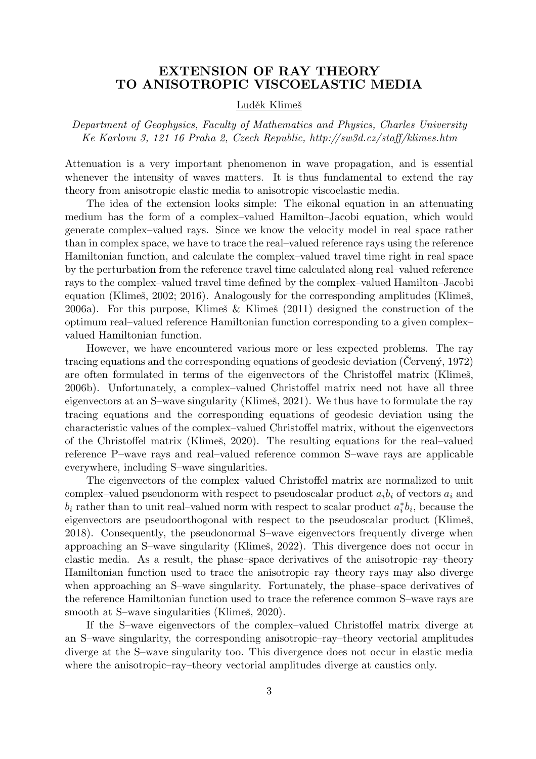# EXTENSION OF RAY THEORY TO ANISOTROPIC VISCOELASTIC MEDIA

Luděk Klimeš

*Department of Geophysics, Faculty of Mathematics and Physics, Charles University Ke Karlovu 3, 121 16 Praha 2, Czech Republic, http://sw3d.cz/staff/klimes.htm*

Attenuation is a very important phenomenon in wave propagation, and is essential whenever the intensity of waves matters. It is thus fundamental to extend the ray theory from anisotropic elastic media to anisotropic viscoelastic media.

The idea of the extension looks simple: The eikonal equation in an attenuating medium has the form of a complex–valued Hamilton–Jacobi equation, which would generate complex–valued rays. Since we know the velocity model in real space rather than in complex space, we have to trace the real–valued reference rays using the reference Hamiltonian function, and calculate the complex–valued travel time right in real space by the perturbation from the reference travel time calculated along real–valued reference rays to the complex–valued travel time defined by the complex–valued Hamilton–Jacobi equation (Klimeš, 2002; 2016). Analogously for the corresponding amplitudes (Klimeš, 2006a). For this purpose, Klimeš & Klimeš (2011) designed the construction of the optimum real–valued reference Hamiltonian function corresponding to a given complex–valued Hamiltonian function.

However, we have encountered various more or less expected problems. The ray tracing equations and the corresponding equations of geodesic deviation (Červený, 1972) are often formulated in terms of the eigenvectors of the Christoffel matrix (Klimeš, 2006b). Unfortunately, a complex–valued Christoffel matrix need not have all three eigenvectors at an S–wave singularity (Klimeš, 2021). We thus have to formulate the ray tracing equations and the corresponding equations of geodesic deviation using the characteristic values of the complex–valued Christoffel matrix, without the eigenvectors of the Christoffel matrix (Klimeš, 2020). The resulting equations for the real–valued reference P–wave rays and real–valued reference common S–wave rays are applicable everywhere, including S–wave singularities.

The eigenvectors of the complex–valued Christoffel matrix are normalized to unit complex–valued pseudonorm with respect to pseudoscalar product $a_i b_i$ of vectors $a_i$ and $b_i$ rather than to unit real–valued norm with respect to scalar product $a_i^* b_i$, because the eigenvectors are pseudoorthogonal with respect to the pseudoscalar product (Klimeš, 2018). Consequently, the pseudonormal S–wave eigenvectors frequently diverge when approaching an S–wave singularity (Klimeš, 2022). This divergence does not occur in elastic media. As a result, the phase–space derivatives of the anisotropic–ray–theory Hamiltonian function used to trace the anisotropic–ray–theory rays may also diverge when approaching an S–wave singularity. Fortunately, the phase–space derivatives of the reference Hamiltonian function used to trace the reference common S–wave rays are smooth at S–wave singularities (Klimeš, 2020).

If the S–wave eigenvectors of the complex–valued Christoffel matrix diverge at an S–wave singularity, the corresponding anisotropic–ray–theory vectorial amplitudes diverge at the S–wave singularity too. This divergence does not occur in elastic media where the anisotropic–ray–theory vectorial amplitudes diverge at caustics only.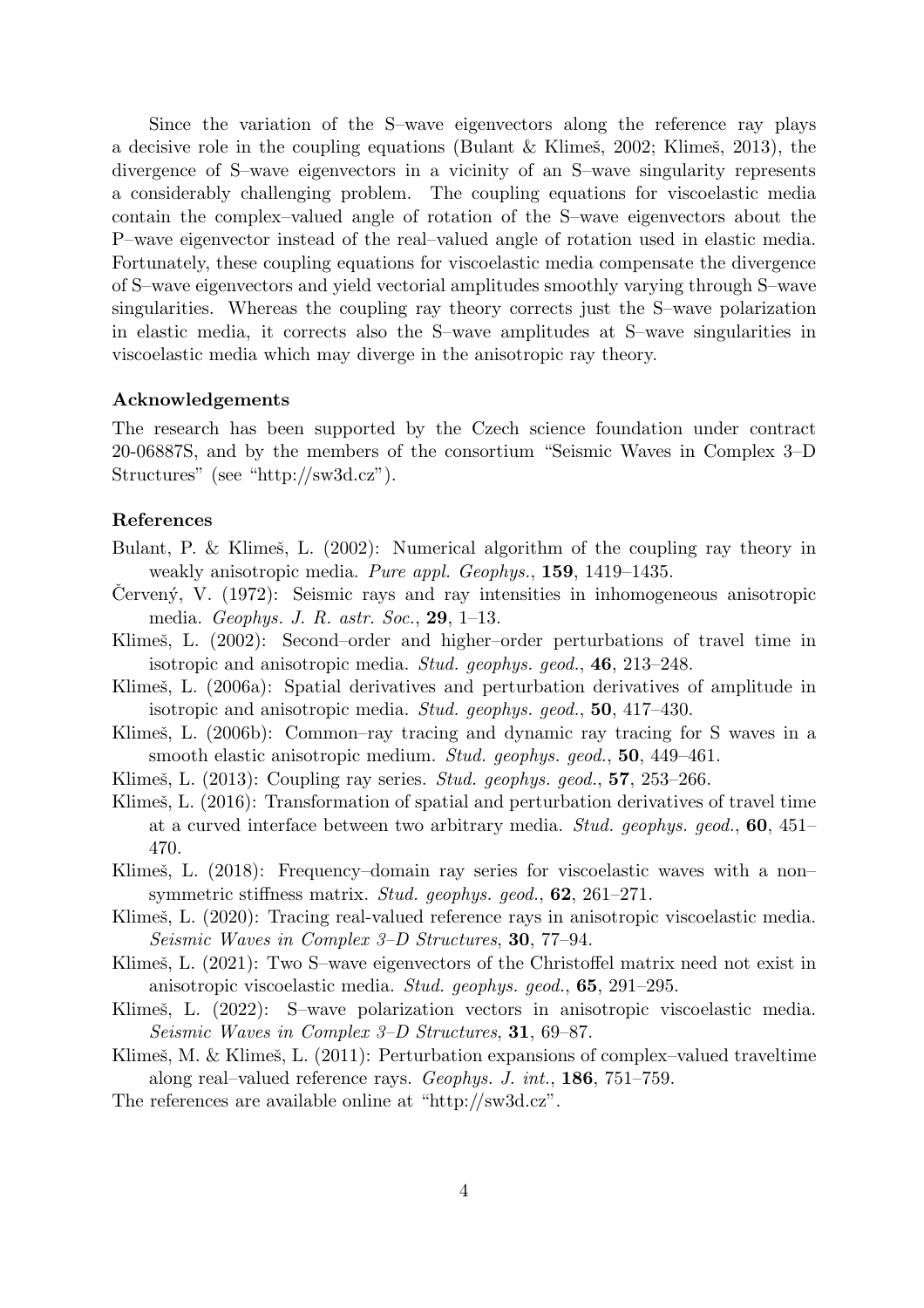Since the variation of the S–wave eigenvectors along the reference ray plays a decisive role in the coupling equations (Bulant & Klimeš, 2002; Klimeš, 2013), the divergence of S–wave eigenvectors in a vicinity of an S–wave singularity represents a considerably challenging problem. The coupling equations for viscoelastic media contain the complex–valued angle of rotation of the S–wave eigenvectors about the P–wave eigenvector instead of the real–valued angle of rotation used in elastic media. Fortunately, these coupling equations for viscoelastic media compensate the divergence of S–wave eigenvectors and yield vectorial amplitudes smoothly varying through S–wave singularities. Whereas the coupling ray theory corrects just the S–wave polarization in elastic media, it corrects also the S–wave amplitudes at S–wave singularities in viscoelastic media which may diverge in the anisotropic ray theory.

### Acknowledgements

The research has been supported by the Czech science foundation under contract 20-06887S, and by the members of the consortium "Seismic Waves in Complex 3–D Structures" (see "http://sw3d.cz").

### References

Bulant, P. & Klimeš, L. (2002): Numerical algorithm of the coupling ray theory in weakly anisotropic media. *Pure appl. Geophys.*, **159**, 1419–1435.

Červený, V. (1972): Seismic rays and ray intensities in inhomogeneous anisotropic media. *Geophys. J. R. astr. Soc.*, **29**, 1–13.

Klimeš, L. (2002): Second–order and higher–order perturbations of travel time in isotropic and anisotropic media. *Stud. geophys. geod.*, **46**, 213–248.

Klimeš, L. (2006a): Spatial derivatives and perturbation derivatives of amplitude in isotropic and anisotropic media. *Stud. geophys. geod.*, **50**, 417–430.

Klimeš, L. (2006b): Common–ray tracing and dynamic ray tracing for S waves in a smooth elastic anisotropic medium. *Stud. geophys. geod.*, **50**, 449–461.

Klimeš, L. (2013): Coupling ray series. *Stud. geophys. geod.*, **57**, 253–266.

Klimeš, L. (2016): Transformation of spatial and perturbation derivatives of travel time at a curved interface between two arbitrary media. *Stud. geophys. geod.*, **60**, 451–470.

Klimeš, L. (2018): Frequency–domain ray series for viscoelastic waves with a non–symmetric stiffness matrix. *Stud. geophys. geod.*, **62**, 261–271.

Klimeš, L. (2020): Tracing real-valued reference rays in anisotropic viscoelastic media. *Seismic Waves in Complex 3–D Structures*, **30**, 77–94.

Klimeš, L. (2021): Two S–wave eigenvectors of the Christoffel matrix need not exist in anisotropic viscoelastic media. *Stud. geophys. geod.*, **65**, 291–295.

Klimeš, L. (2022): S–wave polarization vectors in anisotropic viscoelastic media. *Seismic Waves in Complex 3–D Structures*, **31**, 69–87.

Klimeš, M. & Klimeš, L. (2011): Perturbation expansions of complex–valued traveltime along real–valued reference rays. *Geophys. J. int.*, **186**, 751–759.

The references are available online at "http://sw3d.cz".